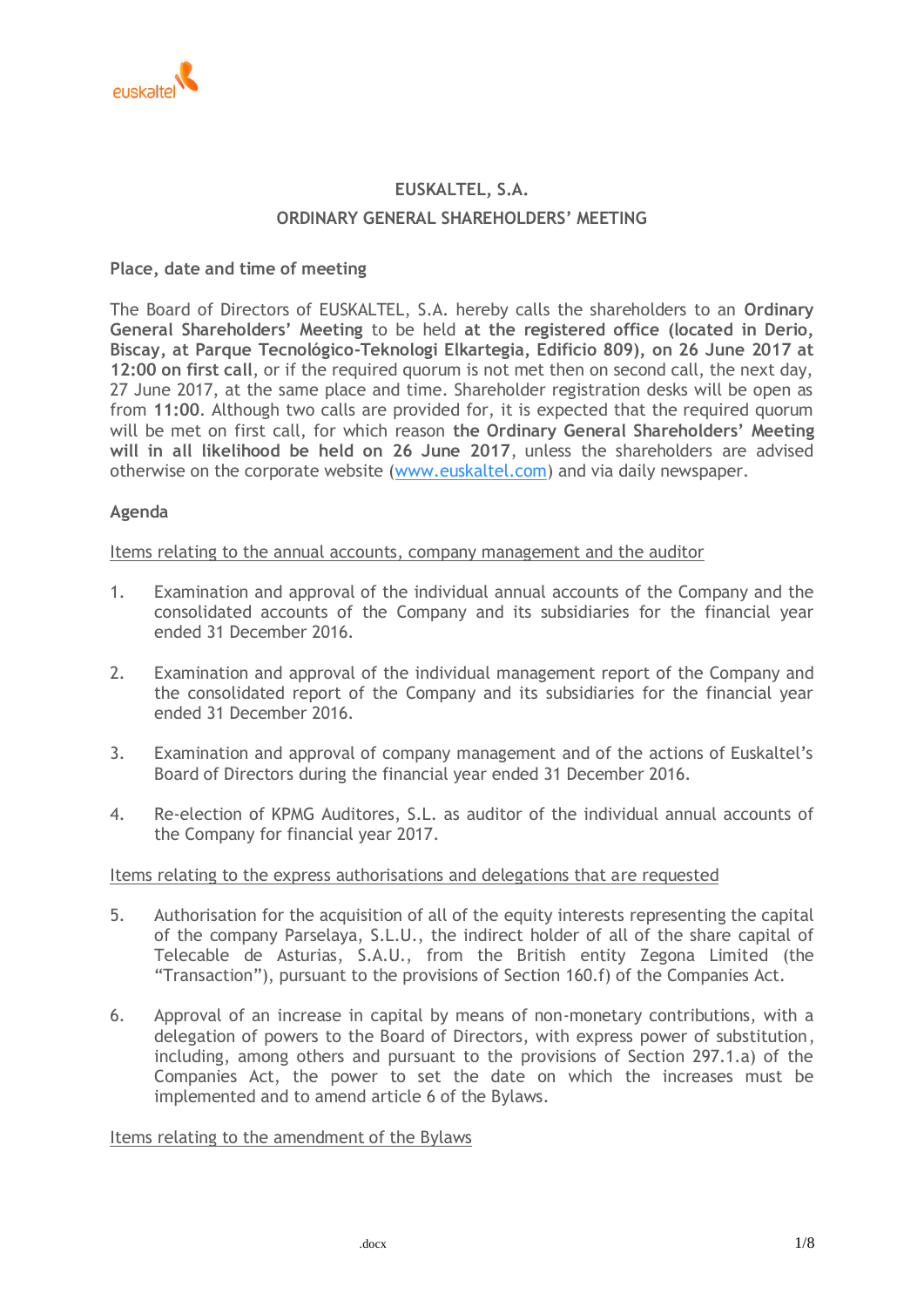## EUSKALTEL, S.A.

## ORDINARY GENERAL SHAREHOLDERS' MEETING

**Place, date and time of meeting**

The Board of Directors of EUSKALTEL, S.A. hereby calls the shareholders to an **Ordinary General Shareholders' Meeting** to be held **at the registered office (located in Derio, Biscay, at Parque Tecnológico-Teknologi Elkartegia, Edificio 809), on 26 June 2017 at 12:00 on first call**, or if the required quorum is not met then on second call, the next day, 27 June 2017, at the same place and time. Shareholder registration desks will be open as from **11:00**. Although two calls are provided for, it is expected that the required quorum will be met on first call, for which reason **the Ordinary General Shareholders' Meeting will in all likelihood be held on 26 June 2017**, unless the shareholders are advised otherwise on the corporate website (www.euskaltel.com) and via daily newspaper.

**Agenda**

Items relating to the annual accounts, company management and the auditor

1. Examination and approval of the individual annual accounts of the Company and the consolidated accounts of the Company and its subsidiaries for the financial year ended 31 December 2016.

2. Examination and approval of the individual management report of the Company and the consolidated report of the Company and its subsidiaries for the financial year ended 31 December 2016.

3. Examination and approval of company management and of the actions of Euskaltel's Board of Directors during the financial year ended 31 December 2016.

4. Re-election of KPMG Auditores, S.L. as auditor of the individual annual accounts of the Company for financial year 2017.

Items relating to the express authorisations and delegations that are requested

5. Authorisation for the acquisition of all of the equity interests representing the capital of the company Parselaya, S.L.U., the indirect holder of all of the share capital of Telecable de Asturias, S.A.U., from the British entity Zegona Limited (the "Transaction"), pursuant to the provisions of Section 160.f) of the Companies Act.

6. Approval of an increase in capital by means of non-monetary contributions, with a delegation of powers to the Board of Directors, with express power of substitution, including, among others and pursuant to the provisions of Section 297.1.a) of the Companies Act, the power to set the date on which the increases must be implemented and to amend article 6 of the Bylaws.

Items relating to the amendment of the Bylaws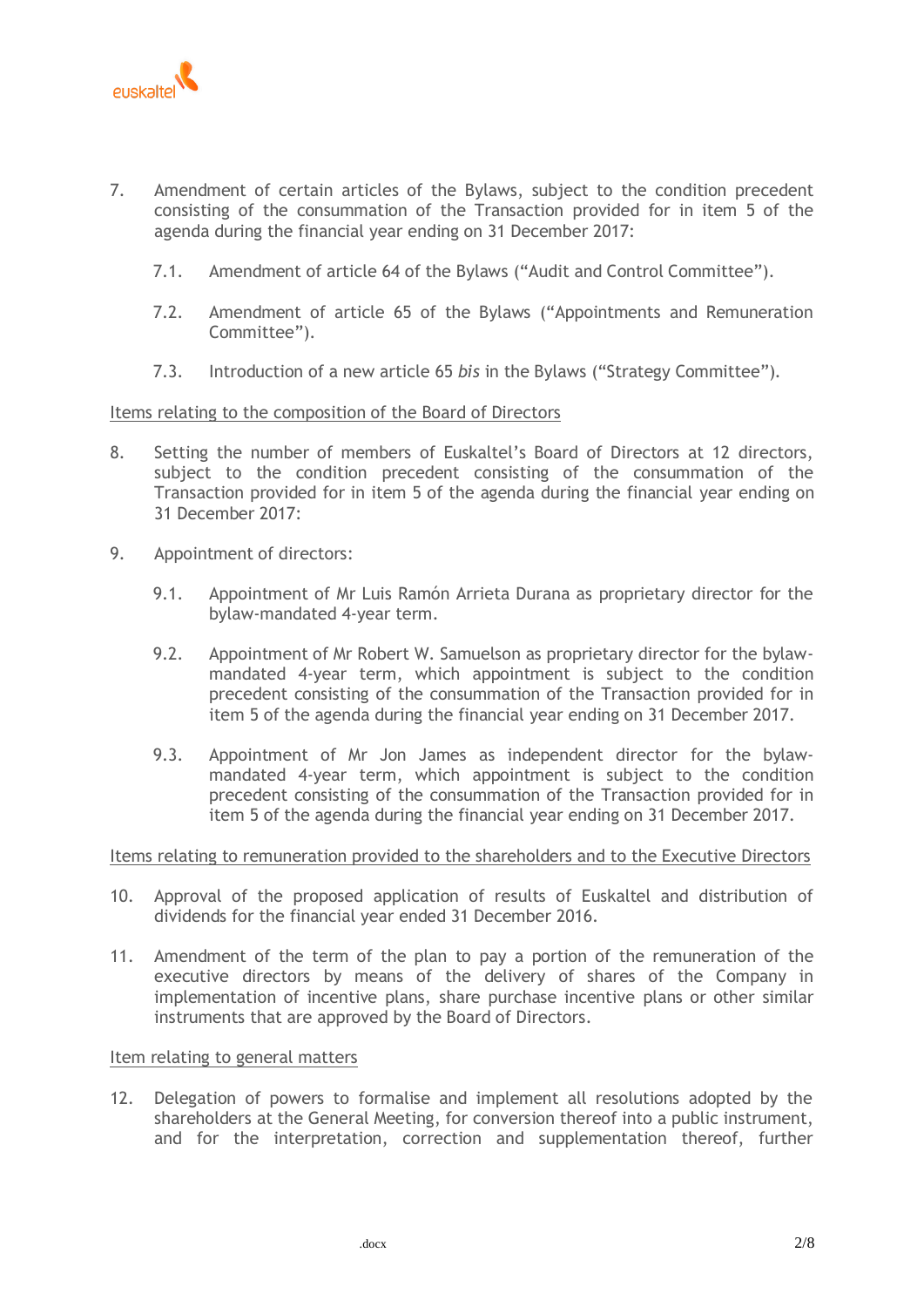7. Amendment of certain articles of the Bylaws, subject to the condition precedent consisting of the consummation of the Transaction provided for in item 5 of the agenda during the financial year ending on 31 December 2017:

   7.1. Amendment of article 64 of the Bylaws ("Audit and Control Committee").

   7.2. Amendment of article 65 of the Bylaws ("Appointments and Remuneration Committee").

   7.3. Introduction of a new article 65 *bis* in the Bylaws ("Strategy Committee").

<u>Items relating to the composition of the Board of Directors</u>

8. Setting the number of members of Euskaltel's Board of Directors at 12 directors, subject to the condition precedent consisting of the consummation of the Transaction provided for in item 5 of the agenda during the financial year ending on 31 December 2017:

9. Appointment of directors:

   9.1. Appointment of Mr Luis Ramón Arrieta Durana as proprietary director for the bylaw-mandated 4-year term.

   9.2. Appointment of Mr Robert W. Samuelson as proprietary director for the bylaw-mandated 4-year term, which appointment is subject to the condition precedent consisting of the consummation of the Transaction provided for in item 5 of the agenda during the financial year ending on 31 December 2017.

   9.3. Appointment of Mr Jon James as independent director for the bylaw-mandated 4-year term, which appointment is subject to the condition precedent consisting of the consummation of the Transaction provided for in item 5 of the agenda during the financial year ending on 31 December 2017.

<u>Items relating to remuneration provided to the shareholders and to the Executive Directors</u>

10. Approval of the proposed application of results of Euskaltel and distribution of dividends for the financial year ended 31 December 2016.

11. Amendment of the term of the plan to pay a portion of the remuneration of the executive directors by means of the delivery of shares of the Company in implementation of incentive plans, share purchase incentive plans or other similar instruments that are approved by the Board of Directors.

<u>Item relating to general matters</u>

12. Delegation of powers to formalise and implement all resolutions adopted by the shareholders at the General Meeting, for conversion thereof into a public instrument, and for the interpretation, correction and supplementation thereof, further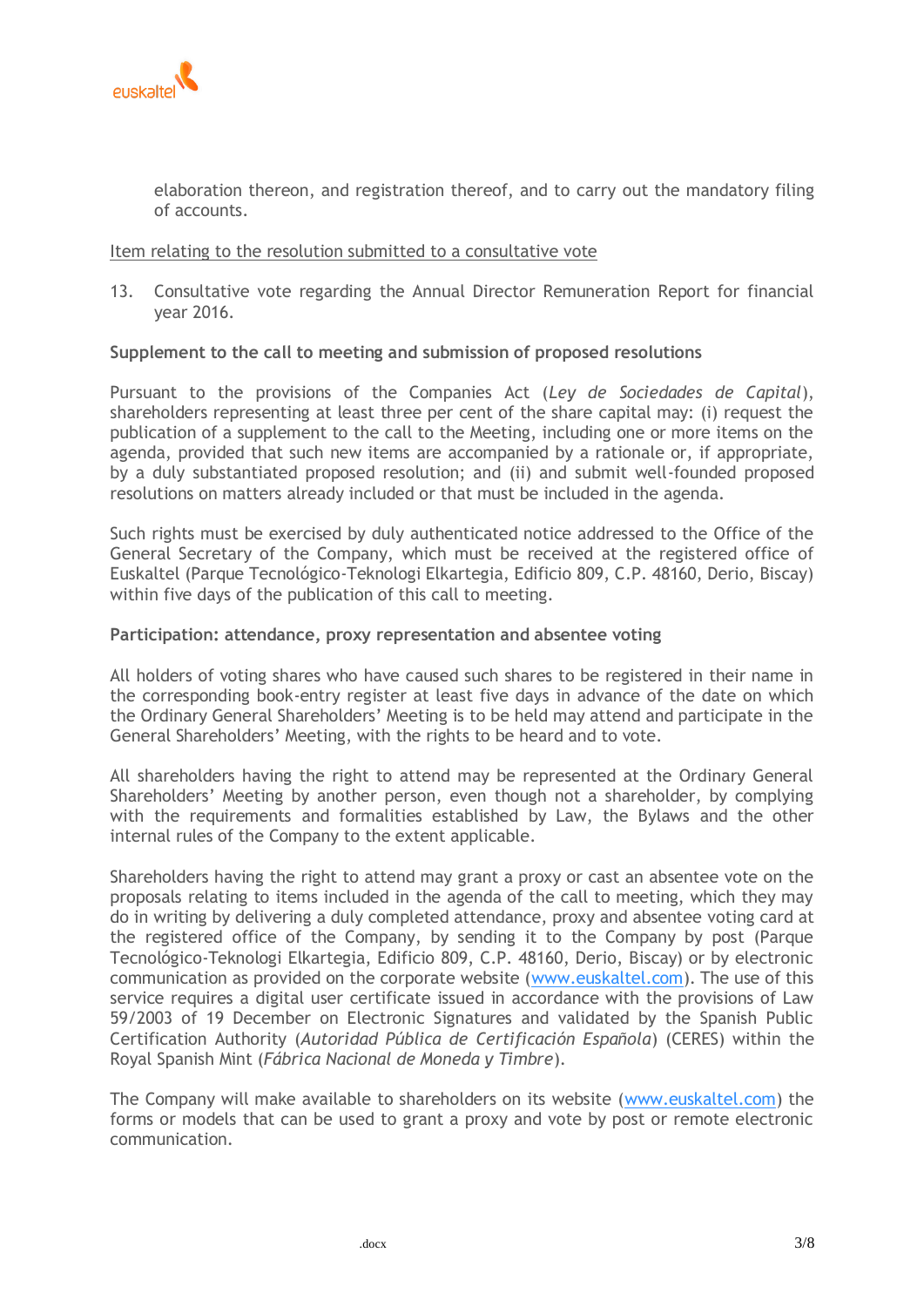elaboration thereon, and registration thereof, and to carry out the mandatory filing of accounts.

Item relating to the resolution submitted to a consultative vote

13. Consultative vote regarding the Annual Director Remuneration Report for financial year 2016.

**Supplement to the call to meeting and submission of proposed resolutions**

Pursuant to the provisions of the Companies Act (*Ley de Sociedades de Capital*), shareholders representing at least three per cent of the share capital may: (i) request the publication of a supplement to the call to the Meeting, including one or more items on the agenda, provided that such new items are accompanied by a rationale or, if appropriate, by a duly substantiated proposed resolution; and (ii) and submit well-founded proposed resolutions on matters already included or that must be included in the agenda.

Such rights must be exercised by duly authenticated notice addressed to the Office of the General Secretary of the Company, which must be received at the registered office of Euskaltel (Parque Tecnológico-Teknologi Elkartegia, Edificio 809, C.P. 48160, Derio, Biscay) within five days of the publication of this call to meeting.

**Participation: attendance, proxy representation and absentee voting**

All holders of voting shares who have caused such shares to be registered in their name in the corresponding book-entry register at least five days in advance of the date on which the Ordinary General Shareholders' Meeting is to be held may attend and participate in the General Shareholders' Meeting, with the rights to be heard and to vote.

All shareholders having the right to attend may be represented at the Ordinary General Shareholders' Meeting by another person, even though not a shareholder, by complying with the requirements and formalities established by Law, the Bylaws and the other internal rules of the Company to the extent applicable.

Shareholders having the right to attend may grant a proxy or cast an absentee vote on the proposals relating to items included in the agenda of the call to meeting, which they may do in writing by delivering a duly completed attendance, proxy and absentee voting card at the registered office of the Company, by sending it to the Company by post (Parque Tecnológico-Teknologi Elkartegia, Edificio 809, C.P. 48160, Derio, Biscay) or by electronic communication as provided on the corporate website (www.euskaltel.com). The use of this service requires a digital user certificate issued in accordance with the provisions of Law 59/2003 of 19 December on Electronic Signatures and validated by the Spanish Public Certification Authority (*Autoridad Pública de Certificación Española*) (CERES) within the Royal Spanish Mint (*Fábrica Nacional de Moneda y Timbre*).

The Company will make available to shareholders on its website (www.euskaltel.com) the forms or models that can be used to grant a proxy and vote by post or remote electronic communication.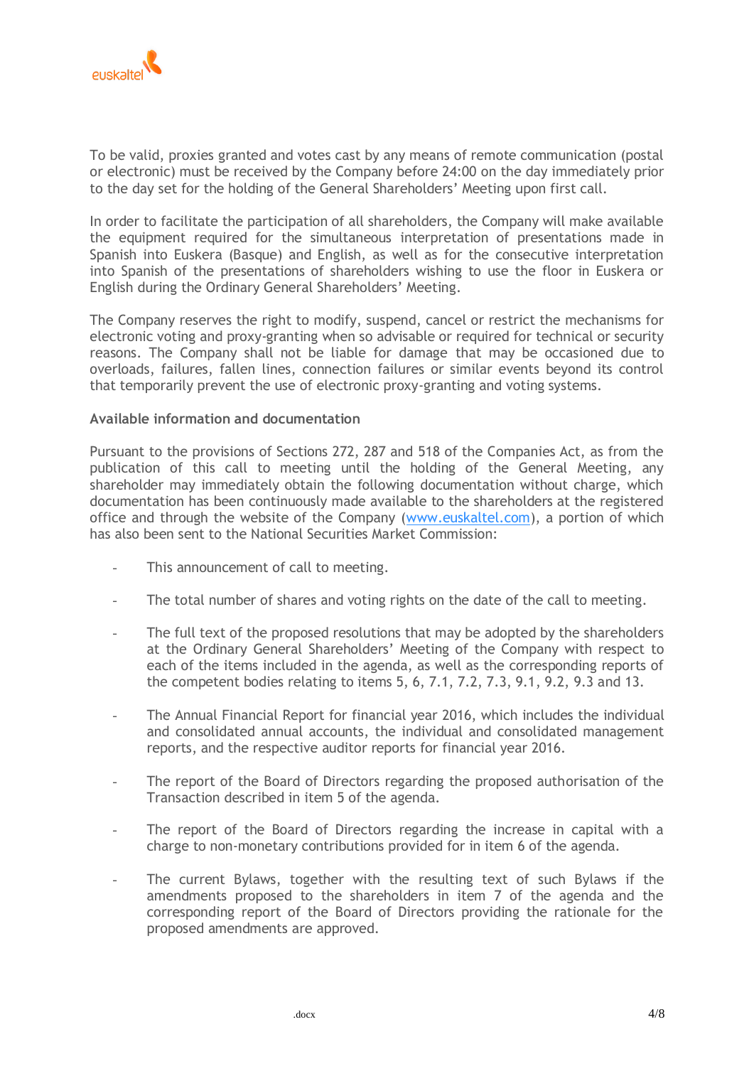To be valid, proxies granted and votes cast by any means of remote communication (postal or electronic) must be received by the Company before 24:00 on the day immediately prior to the day set for the holding of the General Shareholders' Meeting upon first call.

In order to facilitate the participation of all shareholders, the Company will make available the equipment required for the simultaneous interpretation of presentations made in Spanish into Euskera (Basque) and English, as well as for the consecutive interpretation into Spanish of the presentations of shareholders wishing to use the floor in Euskera or English during the Ordinary General Shareholders' Meeting.

The Company reserves the right to modify, suspend, cancel or restrict the mechanisms for electronic voting and proxy-granting when so advisable or required for technical or security reasons. The Company shall not be liable for damage that may be occasioned due to overloads, failures, fallen lines, connection failures or similar events beyond its control that temporarily prevent the use of electronic proxy-granting and voting systems.

**Available information and documentation**

Pursuant to the provisions of Sections 272, 287 and 518 of the Companies Act, as from the publication of this call to meeting until the holding of the General Meeting, any shareholder may immediately obtain the following documentation without charge, which documentation has been continuously made available to the shareholders at the registered office and through the website of the Company (www.euskaltel.com), a portion of which has also been sent to the National Securities Market Commission:

- This announcement of call to meeting.
- The total number of shares and voting rights on the date of the call to meeting.
- The full text of the proposed resolutions that may be adopted by the shareholders at the Ordinary General Shareholders' Meeting of the Company with respect to each of the items included in the agenda, as well as the corresponding reports of the competent bodies relating to items 5, 6, 7.1, 7.2, 7.3, 9.1, 9.2, 9.3 and 13.
- The Annual Financial Report for financial year 2016, which includes the individual and consolidated annual accounts, the individual and consolidated management reports, and the respective auditor reports for financial year 2016.
- The report of the Board of Directors regarding the proposed authorisation of the Transaction described in item 5 of the agenda.
- The report of the Board of Directors regarding the increase in capital with a charge to non-monetary contributions provided for in item 6 of the agenda.
- The current Bylaws, together with the resulting text of such Bylaws if the amendments proposed to the shareholders in item 7 of the agenda and the corresponding report of the Board of Directors providing the rationale for the proposed amendments are approved.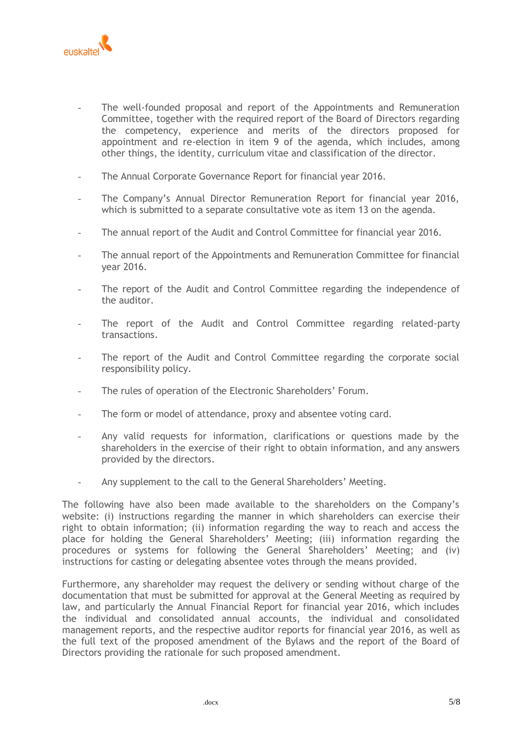- The well-founded proposal and report of the Appointments and Remuneration Committee, together with the required report of the Board of Directors regarding the competency, experience and merits of the directors proposed for appointment and re-election in item 9 of the agenda, which includes, among other things, the identity, curriculum vitae and classification of the director.

- The Annual Corporate Governance Report for financial year 2016.

- The Company's Annual Director Remuneration Report for financial year 2016, which is submitted to a separate consultative vote as item 13 on the agenda.

- The annual report of the Audit and Control Committee for financial year 2016.

- The annual report of the Appointments and Remuneration Committee for financial year 2016.

- The report of the Audit and Control Committee regarding the independence of the auditor.

- The report of the Audit and Control Committee regarding related-party transactions.

- The report of the Audit and Control Committee regarding the corporate social responsibility policy.

- The rules of operation of the Electronic Shareholders' Forum.

- The form or model of attendance, proxy and absentee voting card.

- Any valid requests for information, clarifications or questions made by the shareholders in the exercise of their right to obtain information, and any answers provided by the directors.

- Any supplement to the call to the General Shareholders' Meeting.

The following have also been made available to the shareholders on the Company's website: (i) instructions regarding the manner in which shareholders can exercise their right to obtain information; (ii) information regarding the way to reach and access the place for holding the General Shareholders' Meeting; (iii) information regarding the procedures or systems for following the General Shareholders' Meeting; and (iv) instructions for casting or delegating absentee votes through the means provided.

Furthermore, any shareholder may request the delivery or sending without charge of the documentation that must be submitted for approval at the General Meeting as required by law, and particularly the Annual Financial Report for financial year 2016, which includes the individual and consolidated annual accounts, the individual and consolidated management reports, and the respective auditor reports for financial year 2016, as well as the full text of the proposed amendment of the Bylaws and the report of the Board of Directors providing the rationale for such proposed amendment.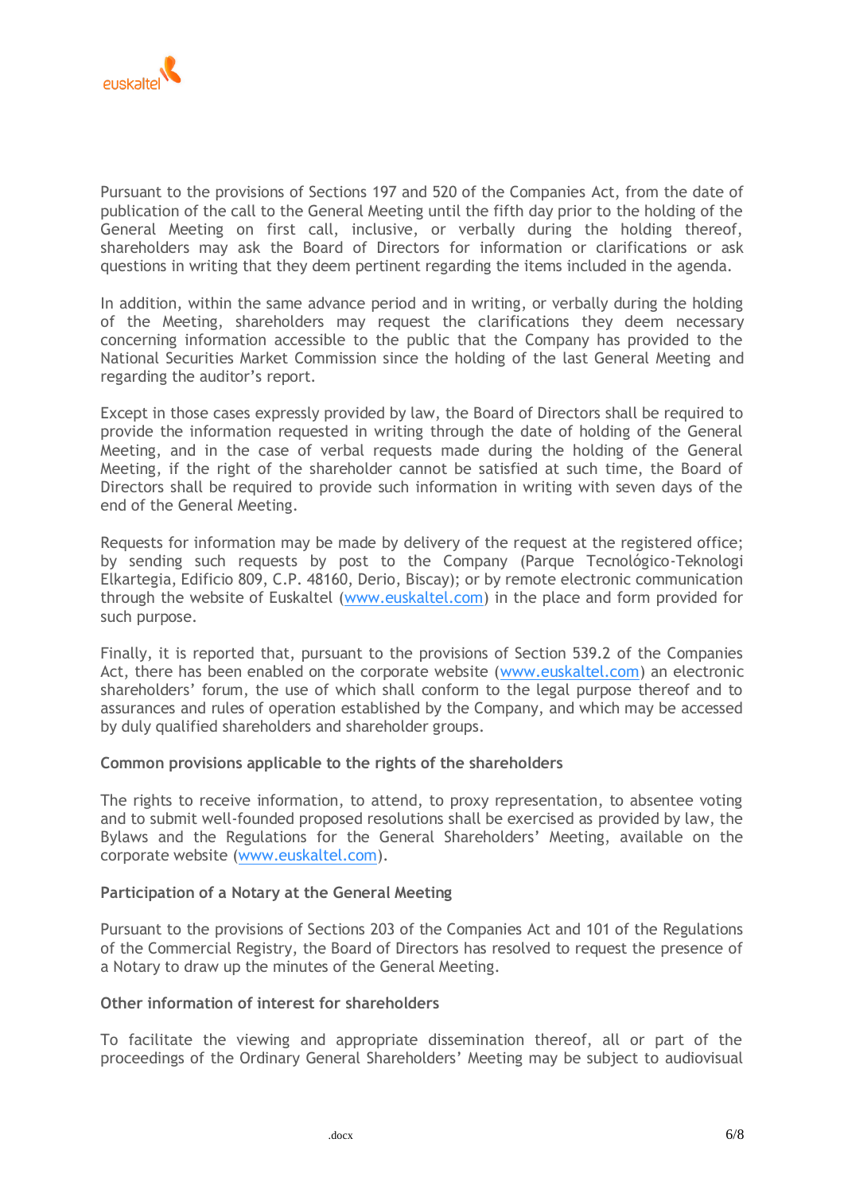Pursuant to the provisions of Sections 197 and 520 of the Companies Act, from the date of publication of the call to the General Meeting until the fifth day prior to the holding of the General Meeting on first call, inclusive, or verbally during the holding thereof, shareholders may ask the Board of Directors for information or clarifications or ask questions in writing that they deem pertinent regarding the items included in the agenda.

In addition, within the same advance period and in writing, or verbally during the holding of the Meeting, shareholders may request the clarifications they deem necessary concerning information accessible to the public that the Company has provided to the National Securities Market Commission since the holding of the last General Meeting and regarding the auditor's report.

Except in those cases expressly provided by law, the Board of Directors shall be required to provide the information requested in writing through the date of holding of the General Meeting, and in the case of verbal requests made during the holding of the General Meeting, if the right of the shareholder cannot be satisfied at such time, the Board of Directors shall be required to provide such information in writing with seven days of the end of the General Meeting.

Requests for information may be made by delivery of the request at the registered office; by sending such requests by post to the Company (Parque Tecnológico-Teknologi Elkartegia, Edificio 809, C.P. 48160, Derio, Biscay); or by remote electronic communication through the website of Euskaltel (www.euskaltel.com) in the place and form provided for such purpose.

Finally, it is reported that, pursuant to the provisions of Section 539.2 of the Companies Act, there has been enabled on the corporate website (www.euskaltel.com) an electronic shareholders' forum, the use of which shall conform to the legal purpose thereof and to assurances and rules of operation established by the Company, and which may be accessed by duly qualified shareholders and shareholder groups.

**Common provisions applicable to the rights of the shareholders**

The rights to receive information, to attend, to proxy representation, to absentee voting and to submit well-founded proposed resolutions shall be exercised as provided by law, the Bylaws and the Regulations for the General Shareholders' Meeting, available on the corporate website (www.euskaltel.com).

**Participation of a Notary at the General Meeting**

Pursuant to the provisions of Sections 203 of the Companies Act and 101 of the Regulations of the Commercial Registry, the Board of Directors has resolved to request the presence of a Notary to draw up the minutes of the General Meeting.

**Other information of interest for shareholders**

To facilitate the viewing and appropriate dissemination thereof, all or part of the proceedings of the Ordinary General Shareholders' Meeting may be subject to audiovisual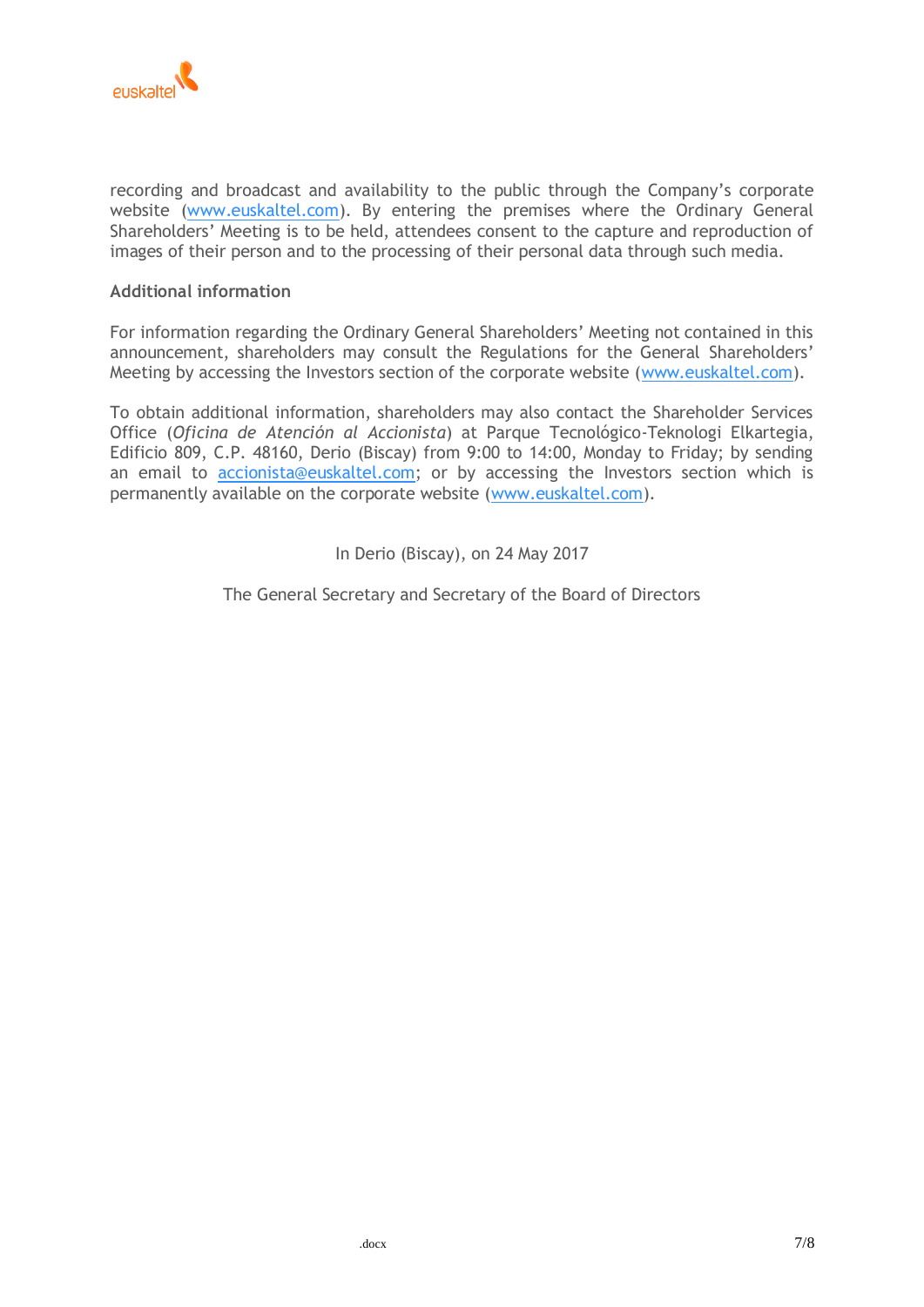recording and broadcast and availability to the public through the Company's corporate website (www.euskaltel.com). By entering the premises where the Ordinary General Shareholders' Meeting is to be held, attendees consent to the capture and reproduction of images of their person and to the processing of their personal data through such media.

**Additional information**

For information regarding the Ordinary General Shareholders' Meeting not contained in this announcement, shareholders may consult the Regulations for the General Shareholders' Meeting by accessing the Investors section of the corporate website (www.euskaltel.com).

To obtain additional information, shareholders may also contact the Shareholder Services Office (*Oficina de Atención al Accionista*) at Parque Tecnológico-Teknologi Elkartegia, Edificio 809, C.P. 48160, Derio (Biscay) from 9:00 to 14:00, Monday to Friday; by sending an email to accionista@euskaltel.com; or by accessing the Investors section which is permanently available on the corporate website (www.euskaltel.com).

In Derio (Biscay), on 24 May 2017

The General Secretary and Secretary of the Board of Directors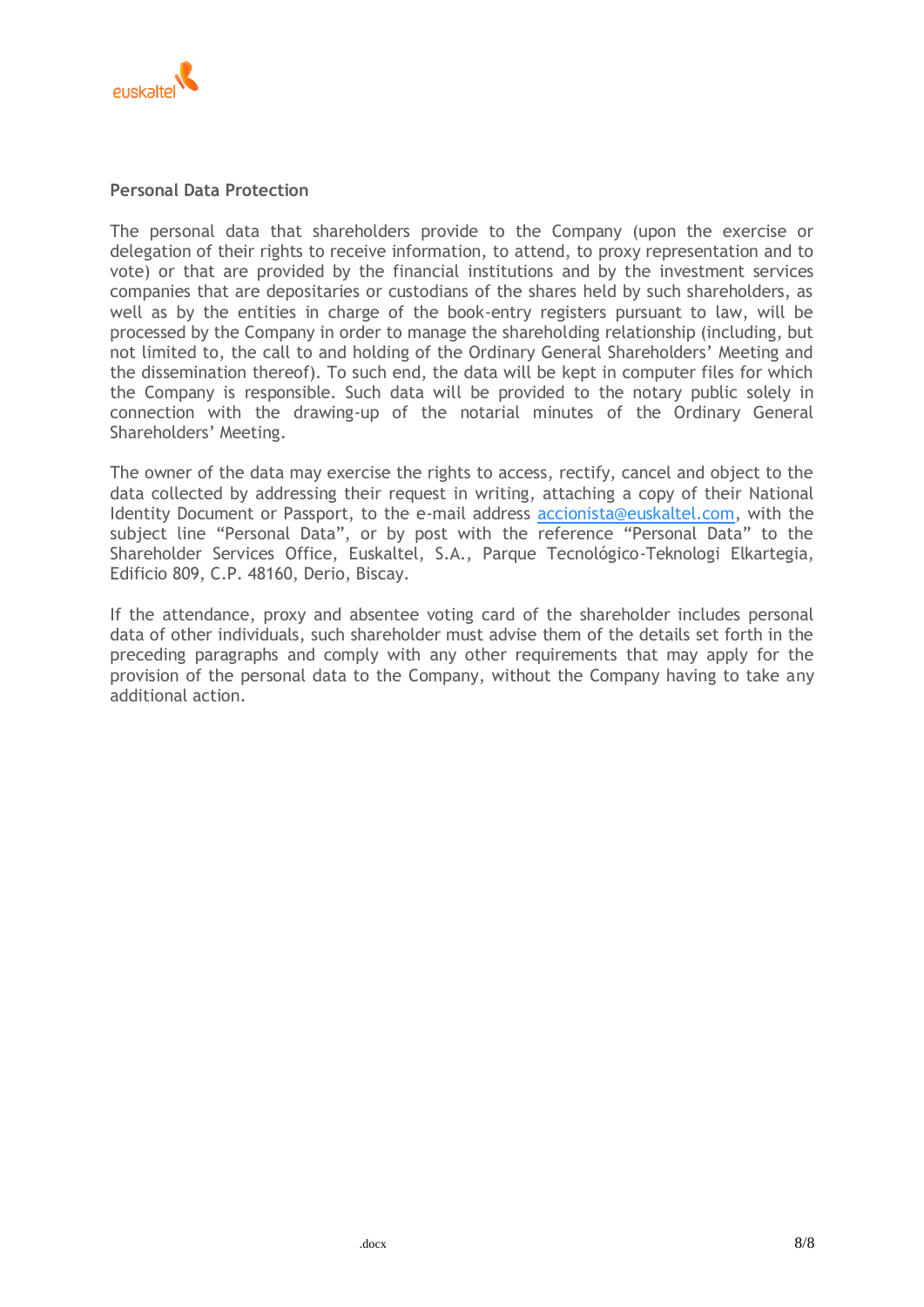**Personal Data Protection**

The personal data that shareholders provide to the Company (upon the exercise or delegation of their rights to receive information, to attend, to proxy representation and to vote) or that are provided by the financial institutions and by the investment services companies that are depositaries or custodians of the shares held by such shareholders, as well as by the entities in charge of the book-entry registers pursuant to law, will be processed by the Company in order to manage the shareholding relationship (including, but not limited to, the call to and holding of the Ordinary General Shareholders' Meeting and the dissemination thereof). To such end, the data will be kept in computer files for which the Company is responsible. Such data will be provided to the notary public solely in connection with the drawing-up of the notarial minutes of the Ordinary General Shareholders' Meeting.

The owner of the data may exercise the rights to access, rectify, cancel and object to the data collected by addressing their request in writing, attaching a copy of their National Identity Document or Passport, to the e-mail address accionista@euskaltel.com, with the subject line "Personal Data", or by post with the reference "Personal Data" to the Shareholder Services Office, Euskaltel, S.A., Parque Tecnológico-Teknologi Elkartegia, Edificio 809, C.P. 48160, Derio, Biscay.

If the attendance, proxy and absentee voting card of the shareholder includes personal data of other individuals, such shareholder must advise them of the details set forth in the preceding paragraphs and comply with any other requirements that may apply for the provision of the personal data to the Company, without the Company having to take any additional action.